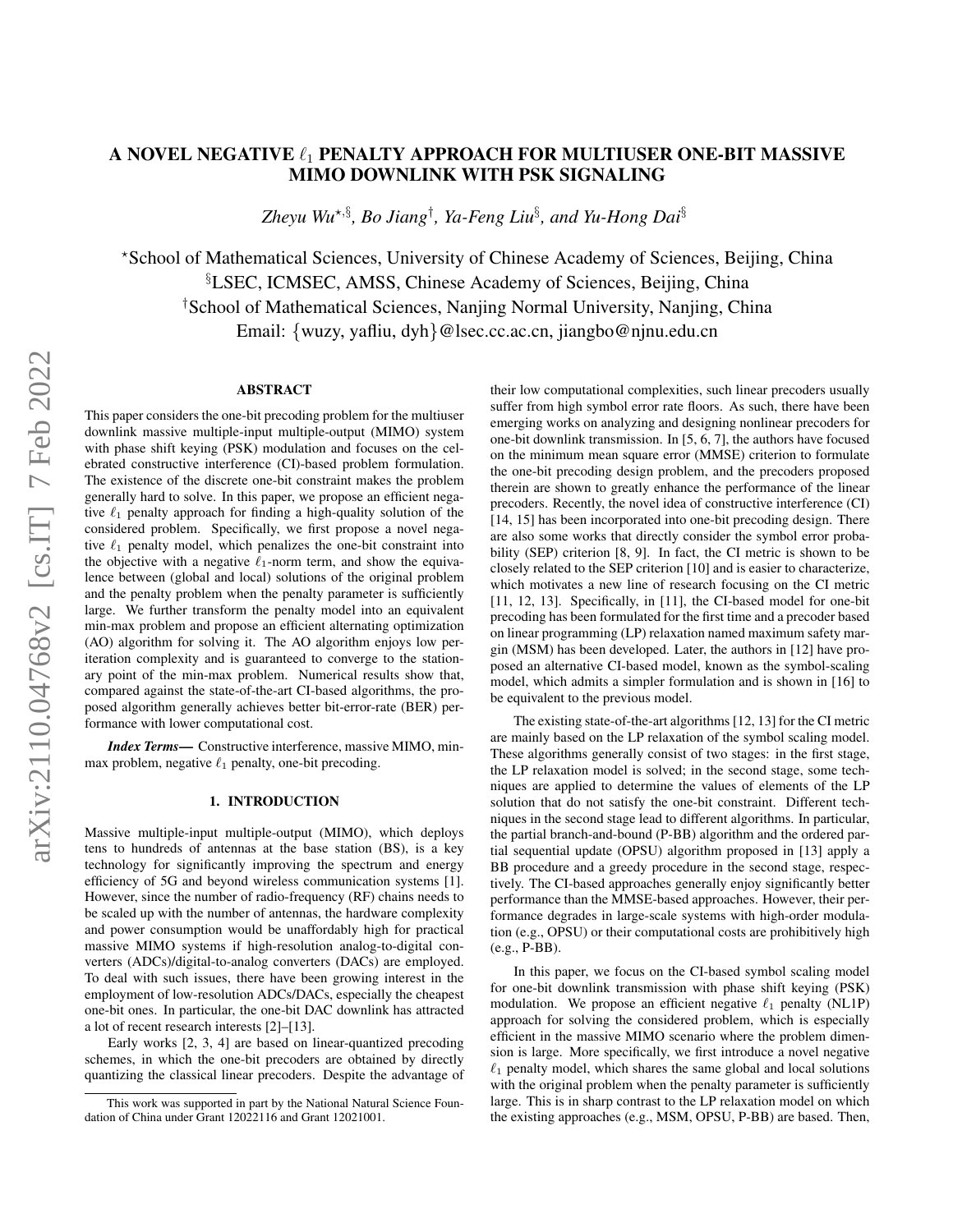# A NOVEL NEGATIVE $\ell_1$ PENALTY APPROACH FOR MULTIUSER ONE-BIT MASSIVE MIMO DOWNLINK WITH PSK SIGNALING

*Zheyu Wu*[⋆,§], *Bo Jiang*[†], *Ya-Feng Liu*[§], *and Yu-Hong Dai*[§]

[⋆]School of Mathematical Sciences, University of Chinese Academy of Sciences, Beijing, China
[§]LSEC, ICMSEC, AMSS, Chinese Academy of Sciences, Beijing, China
[†]School of Mathematical Sciences, Nanjing Normal University, Nanjing, China
Email: {wuzy, yafliu, dyh}@lsec.cc.ac.cn, jiangbo@njnu.edu.cn

## ABSTRACT

This paper considers the one-bit precoding problem for the multiuser downlink massive multiple-input multiple-output (MIMO) system with phase shift keying (PSK) modulation and focuses on the celebrated constructive interference (CI)-based problem formulation. The existence of the discrete one-bit constraint makes the problem generally hard to solve. In this paper, we propose an efficient negative $\ell_1$ penalty approach for finding a high-quality solution of the considered problem. Specifically, we first propose a novel negative $\ell_1$ penalty model, which penalizes the one-bit constraint into the objective with a negative $\ell_1$-norm term, and show the equivalence between (global and local) solutions of the original problem and the penalty problem when the penalty parameter is sufficiently large. We further transform the penalty model into an equivalent min-max problem and propose an efficient alternating optimization (AO) algorithm for solving it. The AO algorithm enjoys low per-iteration complexity and is guaranteed to converge to the stationary point of the min-max problem. Numerical results show that, compared against the state-of-the-art CI-based algorithms, the proposed algorithm generally achieves better bit-error-rate (BER) performance with lower computational cost.

***Index Terms***— Constructive interference, massive MIMO, min-max problem, negative $\ell_1$ penalty, one-bit precoding.

## 1. INTRODUCTION

Massive multiple-input multiple-output (MIMO), which deploys tens to hundreds of antennas at the base station (BS), is a key technology for significantly improving the spectrum and energy efficiency of 5G and beyond wireless communication systems [1]. However, since the number of radio-frequency (RF) chains needs to be scaled up with the number of antennas, the hardware complexity and power consumption would be unaffordably high for practical massive MIMO systems if high-resolution analog-to-digital converters (ADCs)/digital-to-analog converters (DACs) are employed. To deal with such issues, there have been growing interest in the employment of low-resolution ADCs/DACs, especially the cheapest one-bit ones. In particular, the one-bit DAC downlink has attracted a lot of recent research interests [2]–[13].

Early works [2, 3, 4] are based on linear-quantized precoding schemes, in which the one-bit precoders are obtained by directly quantizing the classical linear precoders. Despite the advantage of their low computational complexities, such linear precoders usually suffer from high symbol error rate floors. As such, there have been emerging works on analyzing and designing nonlinear precoders for one-bit downlink transmission. In [5, 6, 7], the authors have focused on the minimum mean square error (MMSE) criterion to formulate the one-bit precoding design problem, and the precoders proposed therein are shown to greatly enhance the performance of the linear precoders. Recently, the novel idea of constructive interference (CI) [14, 15] has been incorporated into one-bit precoding design. There are also some works that directly consider the symbol error probability (SEP) criterion [8, 9]. In fact, the CI metric is shown to be closely related to the SEP criterion [10] and is easier to characterize, which motivates a new line of research focusing on the CI metric [11, 12, 13]. Specifically, in [11], the CI-based model for one-bit precoding has been formulated for the first time and a precoder based on linear programming (LP) relaxation named maximum safety margin (MSM) has been developed. Later, the authors in [12] have proposed an alternative CI-based model, known as the symbol-scaling model, which admits a simpler formulation and is shown in [16] to be equivalent to the previous model.

The existing state-of-the-art algorithms [12, 13] for the CI metric are mainly based on the LP relaxation of the symbol scaling model. These algorithms generally consist of two stages: in the first stage, the LP relaxation model is solved; in the second stage, some techniques are applied to determine the values of elements of the LP solution that do not satisfy the one-bit constraint. Different techniques in the second stage lead to different algorithms. In particular, the partial branch-and-bound (P-BB) algorithm and the ordered partial sequential update (OPSU) algorithm proposed in [13] apply a BB procedure and a greedy procedure in the second stage, respectively. The CI-based approaches generally enjoy significantly better performance than the MMSE-based approaches. However, their performance degrades in large-scale systems with high-order modulation (e.g., OPSU) or their computational costs are prohibitively high (e.g., P-BB).

In this paper, we focus on the CI-based symbol scaling model for one-bit downlink transmission with phase shift keying (PSK) modulation. We propose an efficient negative $\ell_1$ penalty (NL1P) approach for solving the considered problem, which is especially efficient in the massive MIMO scenario where the problem dimension is large. More specifically, we first introduce a novel negative $\ell_1$ penalty model, which shares the same global and local solutions with the original problem when the penalty parameter is sufficiently large. This is in sharp contrast to the LP relaxation model on which the existing approaches (e.g., MSM, OPSU, P-BB) are based. Then,

This work was supported in part by the National Natural Science Foundation of China under Grant 12022116 and Grant 12021001.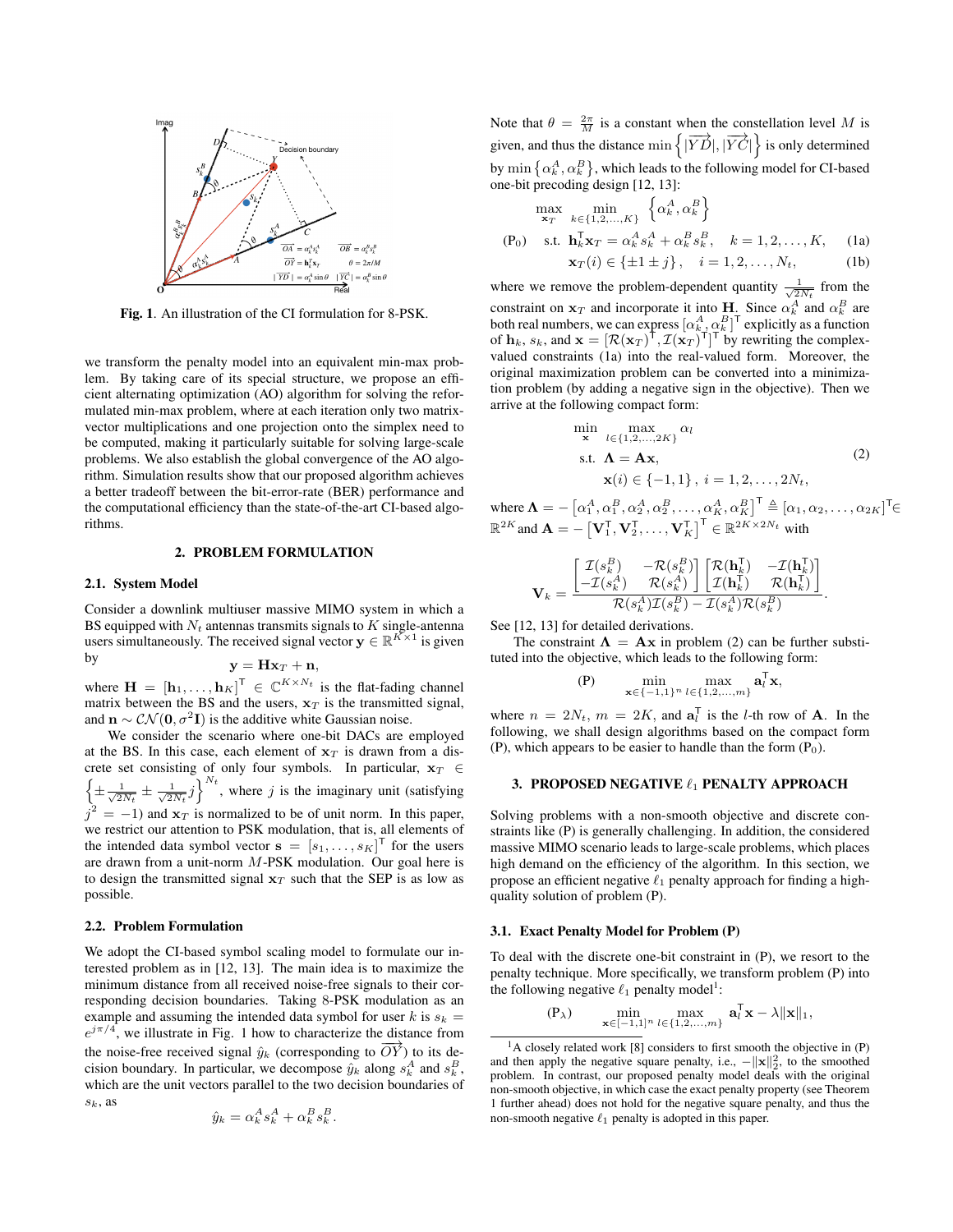**Fig. 1**. An illustration of the CI formulation for 8-PSK.

we transform the penalty model into an equivalent min-max problem. By taking care of its special structure, we propose an efficient alternating optimization (AO) algorithm for solving the reformulated min-max problem, where at each iteration only two matrix-vector multiplications and one projection onto the simplex need to be computed, making it particularly suitable for solving large-scale problems. We also establish the global convergence of the AO algorithm. Simulation results show that our proposed algorithm achieves a better tradeoff between the bit-error-rate (BER) performance and the computational efficiency than the state-of-the-art CI-based algorithms.

## 2. PROBLEM FORMULATION

### 2.1. System Model

Consider a downlink multiuser massive MIMO system in which a BS equipped with $N_t$ antennas transmits signals to $K$ single-antenna users simultaneously. The received signal vector $\mathbf{y} \in \mathbb{R}^{K\times 1}$ is given by

$$\mathbf{y} = \mathbf{H}\mathbf{x}_T + \mathbf{n},$$

where $\mathbf{H} = [\mathbf{h}_1, \ldots, \mathbf{h}_K]^\mathsf{T} \in \mathbb{C}^{K\times N_t}$ is the flat-fading channel matrix between the BS and the users, $\mathbf{x}_T$ is the transmitted signal, and $\mathbf{n} \sim \mathcal{CN}(\mathbf{0}, \sigma^2\mathbf{I})$ is the additive white Gaussian noise.

We consider the scenario where one-bit DACs are employed at the BS. In this case, each element of $\mathbf{x}_T$ is drawn from a discrete set consisting of only four symbols. In particular, $\mathbf{x}_T \in \left\{\pm\frac{1}{\sqrt{2N_t}} \pm \frac{1}{\sqrt{2N_t}}j\right\}^{N_t}$, where $j$ is the imaginary unit (satisfying $j^2 = -1$) and $\mathbf{x}_T$ is normalized to be of unit norm. In this paper, we restrict our attention to PSK modulation, that is, all elements of the intended data symbol vector $\mathbf{s} = [s_1, \ldots, s_K]^\mathsf{T}$ for the users are drawn from a unit-norm $M$-PSK modulation. Our goal here is to design the transmitted signal $\mathbf{x}_T$ such that the SEP is as low as possible.

### 2.2. Problem Formulation

We adopt the CI-based symbol scaling model to formulate our interested problem as in [12, 13]. The main idea is to maximize the minimum distance from all received noise-free signals to their corresponding decision boundaries. Taking 8-PSK modulation as an example and assuming the intended data symbol for user $k$ is $s_k = e^{j\pi/4}$, we illustrate in Fig. 1 how to characterize the distance from the noise-free received signal $\hat{y}_k$ (corresponding to $\overrightarrow{OY}$) to its decision boundary. In particular, we decompose $\hat{y}_k$ along $s_k^A$ and $s_k^B$, which are the unit vectors parallel to the two decision boundaries of $s_k$, as

$$\hat{y}_k = \alpha_k^A s_k^A + \alpha_k^B s_k^B.$$

Note that $\theta = \frac{2\pi}{M}$ is a constant when the constellation level $M$ is given, and thus the distance $\min\left\{|\overrightarrow{YD}|, |\overrightarrow{YC}|\right\}$ is only determined by $\min\left\{\alpha_k^A, \alpha_k^B\right\}$, which leads to the following model for CI-based one-bit precoding design [12, 13]:

$$(\mathrm{P}_0)\quad \begin{aligned} \max_{\mathbf{x}_T} \; & \min_{k\in\{1,2,\ldots,K\}} \left\{\alpha_k^A, \alpha_k^B\right\} \\ \text{s.t.} \; & \mathbf{h}_k^\mathsf{T}\mathbf{x}_T = \alpha_k^A s_k^A + \alpha_k^B s_k^B, \quad k = 1, 2, \ldots, K, \quad (1a) \\ & \mathbf{x}_T(i) \in \{\pm 1 \pm j\}, \quad i = 1, 2, \ldots, N_t, \quad (1b) \end{aligned}$$

where we remove the problem-dependent quantity $\frac{1}{\sqrt{2N_t}}$ from the constraint on $\mathbf{x}_T$ and incorporate it into $\mathbf{H}$. Since $\alpha_k^A$ and $\alpha_k^B$ are both real numbers, we can express $[\alpha_k^A, \alpha_k^B]^\mathsf{T}$ explicitly as a function of $\mathbf{h}_k$, $s_k$, and $\mathbf{x} = [\mathcal{R}(\mathbf{x}_T)^\mathsf{T}, \mathcal{I}(\mathbf{x}_T)^\mathsf{T}]^\mathsf{T}$ by rewriting the complex-valued constraints (1a) into the real-valued form. Moreover, the original maximization problem can be converted into a minimization problem (by adding a negative sign in the objective). Then we arrive at the following compact form:

$$\begin{aligned} \min_{\mathbf{x}} \; & \max_{l\in\{1,2,\ldots,2K\}} \alpha_l \\ \text{s.t.} \; & \mathbf{\Lambda} = \mathbf{A}\mathbf{x}, \\ & \mathbf{x}(i) \in \{-1, 1\}, \; i = 1, 2, \ldots, 2N_t, \end{aligned} \qquad (2)$$

where $\mathbf{\Lambda} = -\left[\alpha_1^A, \alpha_1^B, \alpha_2^A, \alpha_2^B, \ldots, \alpha_K^A, \alpha_K^B\right]^\mathsf{T} \triangleq [\alpha_1, \alpha_2, \ldots, \alpha_{2K}]^\mathsf{T} \in \mathbb{R}^{2K}$ and $\mathbf{A} = -\left[\mathbf{V}_1^\mathsf{T}, \mathbf{V}_2^\mathsf{T}, \ldots, \mathbf{V}_K^\mathsf{T}\right]^\mathsf{T} \in \mathbb{R}^{2K\times 2N_t}$ with

$$\mathbf{V}_k = \frac{\begin{bmatrix} \mathcal{I}(s_k^B) & -\mathcal{R}(s_k^B) \\ -\mathcal{I}(s_k^A) & \mathcal{R}(s_k^A) \end{bmatrix} \begin{bmatrix} \mathcal{R}(\mathbf{h}_k^\mathsf{T}) & -\mathcal{I}(\mathbf{h}_k^\mathsf{T}) \\ \mathcal{I}(\mathbf{h}_k^\mathsf{T}) & \mathcal{R}(\mathbf{h}_k^\mathsf{T}) \end{bmatrix}}{\mathcal{R}(s_k^A)\mathcal{I}(s_k^B) - \mathcal{I}(s_k^A)\mathcal{R}(s_k^B)}.$$

See [12, 13] for detailed derivations.

The constraint $\mathbf{\Lambda} = \mathbf{A}\mathbf{x}$ in problem (2) can be further substituted into the objective, which leads to the following form:

$$(\mathrm{P})\qquad \min_{\mathbf{x}\in\{-1,1\}^n} \; \max_{l\in\{1,2,\ldots,m\}} \mathbf{a}_l^\mathsf{T}\mathbf{x},$$

where $n = 2N_t$, $m = 2K$, and $\mathbf{a}_l^\mathsf{T}$ is the $l$-th row of $\mathbf{A}$. In the following, we shall design algorithms based on the compact form (P), which appears to be easier to handle than the form $(\mathrm{P}_0)$.

## 3. PROPOSED NEGATIVE $\ell_1$ PENALTY APPROACH

Solving problems with a non-smooth objective and discrete constraints like (P) is generally challenging. In addition, the considered massive MIMO scenario leads to large-scale problems, which places high demand on the efficiency of the algorithm. In this section, we propose an efficient negative $\ell_1$ penalty approach for finding a high-quality solution of problem (P).

### 3.1. Exact Penalty Model for Problem (P)

To deal with the discrete one-bit constraint in (P), we resort to the penalty technique. More specifically, we transform problem (P) into the following negative $\ell_1$ penalty model[1]:

$$(\mathrm{P}_\lambda)\qquad \min_{\mathbf{x}\in[-1,1]^n} \; \max_{l\in\{1,2,\ldots,m\}} \mathbf{a}_l^\mathsf{T}\mathbf{x} - \lambda\|\mathbf{x}\|_1,$$

[1] A closely related work [8] considers to first smooth the objective in (P) and then apply the negative square penalty, i.e., $-\|\mathbf{x}\|_2^2$, to the smoothed problem. In contrast, our proposed penalty model deals with the original non-smooth objective, in which case the exact penalty property (see Theorem 1 further ahead) does not hold for the negative square penalty, and thus the non-smooth negative $\ell_1$ penalty is adopted in this paper.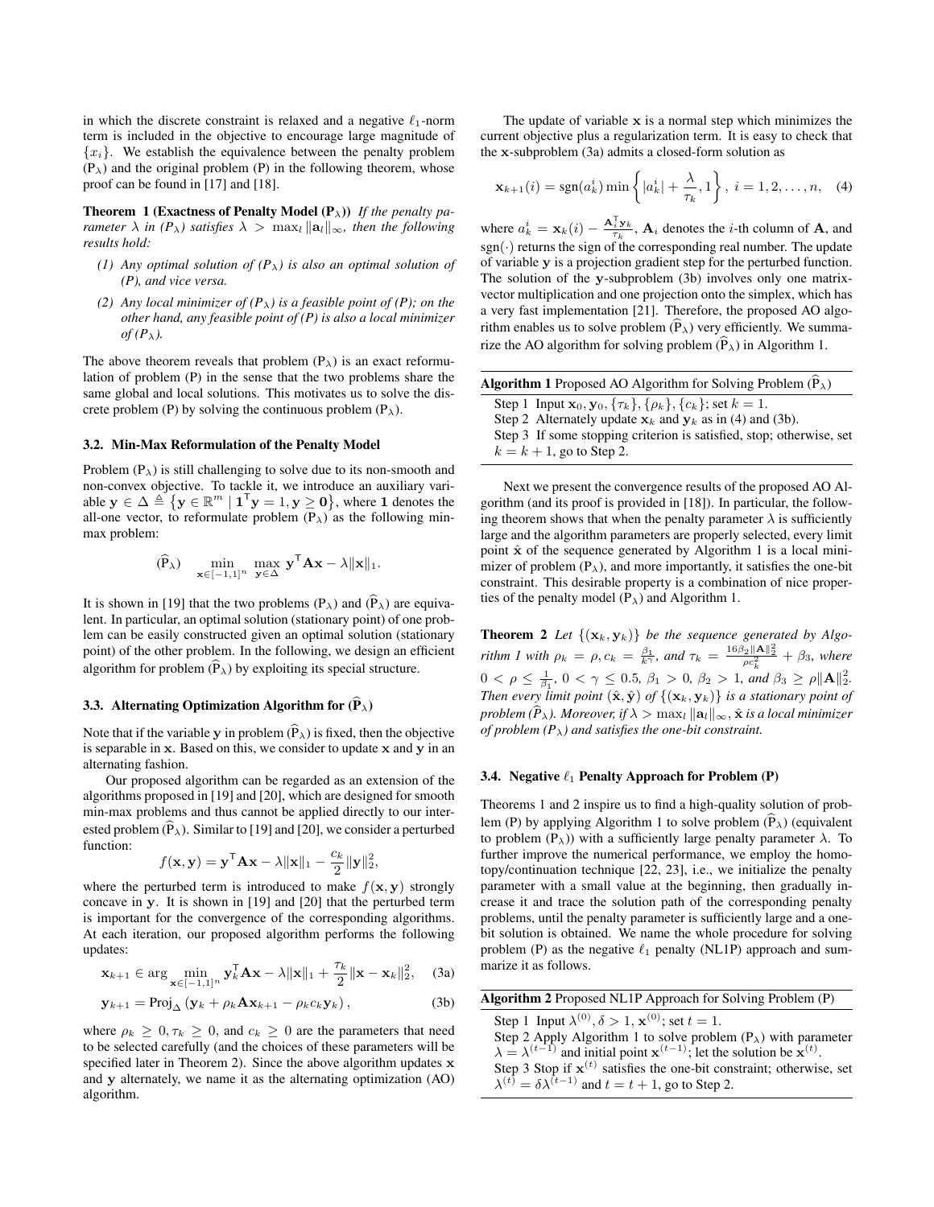in which the discrete constraint is relaxed and a negative $\ell_1$-norm term is included in the objective to encourage large magnitude of $\{x_i\}$. We establish the equivalence between the penalty problem $(\mathrm{P}_\lambda)$ and the original problem (P) in the following theorem, whose proof can be found in [17] and [18].

**Theorem 1 (Exactness of Penalty Model $(\mathrm{P}_\lambda)$)** *If the penalty parameter $\lambda$ in $(\mathrm{P}_\lambda)$ satisfies $\lambda > \max_l \|\mathbf{a}_l\|_\infty$, then the following results hold:*

*(1) Any optimal solution of $(\mathrm{P}_\lambda)$ is also an optimal solution of (P), and vice versa.*

*(2) Any local minimizer of $(\mathrm{P}_\lambda)$ is a feasible point of (P); on the other hand, any feasible point of (P) is also a local minimizer of $(\mathrm{P}_\lambda)$.*

The above theorem reveals that problem $(\mathrm{P}_\lambda)$ is an exact reformulation of problem (P) in the sense that the two problems share the same global and local solutions. This motivates us to solve the discrete problem (P) by solving the continuous problem $(\mathrm{P}_\lambda)$.

### 3.2. Min-Max Reformulation of the Penalty Model

Problem $(\mathrm{P}_\lambda)$ is still challenging to solve due to its non-smooth and non-convex objective. To tackle it, we introduce an auxiliary variable $\mathbf{y} \in \Delta \triangleq \{\mathbf{y} \in \mathbb{R}^m \mid \mathbf{1}^\mathsf{T}\mathbf{y} = 1, \mathbf{y} \geq \mathbf{0}\}$, where $\mathbf{1}$ denotes the all-one vector, to reformulate problem $(\mathrm{P}_\lambda)$ as the following min-max problem:

$$(\widehat{\mathrm{P}}_\lambda) \quad \min_{\mathbf{x}\in[-1,1]^n} \max_{\mathbf{y}\in\Delta} \mathbf{y}^\mathsf{T}\mathbf{A}\mathbf{x} - \lambda\|\mathbf{x}\|_1.$$

It is shown in [19] that the two problems $(\mathrm{P}_\lambda)$ and $(\widehat{\mathrm{P}}_\lambda)$ are equivalent. In particular, an optimal solution (stationary point) of one problem can be easily constructed given an optimal solution (stationary point) of the other problem. In the following, we design an efficient algorithm for problem $(\widehat{\mathrm{P}}_\lambda)$ by exploiting its special structure.

### 3.3. Alternating Optimization Algorithm for $(\widehat{\mathrm{P}}_\lambda)$

Note that if the variable $\mathbf{y}$ in problem $(\widehat{\mathrm{P}}_\lambda)$ is fixed, then the objective is separable in $\mathbf{x}$. Based on this, we consider to update $\mathbf{x}$ and $\mathbf{y}$ in an alternating fashion.

Our proposed algorithm can be regarded as an extension of the algorithms proposed in [19] and [20], which are designed for smooth min-max problems and thus cannot be applied directly to our interested problem $(\widehat{\mathrm{P}}_\lambda)$. Similar to [19] and [20], we consider a perturbed function:

$$f(\mathbf{x},\mathbf{y}) = \mathbf{y}^\mathsf{T}\mathbf{A}\mathbf{x} - \lambda\|\mathbf{x}\|_1 - \frac{c_k}{2}\|\mathbf{y}\|_2^2,$$

where the perturbed term is introduced to make $f(\mathbf{x},\mathbf{y})$ strongly concave in $\mathbf{y}$. It is shown in [19] and [20] that the perturbed term is important for the convergence of the corresponding algorithms. At each iteration, our proposed algorithm performs the following updates:

$$\mathbf{x}_{k+1} \in \arg\min_{\mathbf{x}\in[-1,1]^n} \mathbf{y}_k^\mathsf{T}\mathbf{A}\mathbf{x} - \lambda\|\mathbf{x}\|_1 + \frac{\tau_k}{2}\|\mathbf{x}-\mathbf{x}_k\|_2^2, \quad (3a)$$

$$\mathbf{y}_{k+1} = \mathrm{Proj}_\Delta\left(\mathbf{y}_k + \rho_k\mathbf{A}\mathbf{x}_{k+1} - \rho_k c_k \mathbf{y}_k\right), \quad (3b)$$

where $\rho_k \geq 0, \tau_k \geq 0$, and $c_k \geq 0$ are the parameters that need to be selected carefully (and the choices of these parameters will be specified later in Theorem 2). Since the above algorithm updates $\mathbf{x}$ and $\mathbf{y}$ alternately, we name it as the alternating optimization (AO) algorithm.

The update of variable $\mathbf{x}$ is a normal step which minimizes the current objective plus a regularization term. It is easy to check that the $\mathbf{x}$-subproblem (3a) admits a closed-form solution as

$$\mathbf{x}_{k+1}(i) = \mathrm{sgn}(a_k^i)\min\left\{|a_k^i| + \frac{\lambda}{\tau_k}, 1\right\},\ i = 1,2,\ldots,n, \quad (4)$$

where $a_k^i = \mathbf{x}_k(i) - \frac{\mathbf{A}_i^\mathsf{T}\mathbf{y}_k}{\tau_k}$, $\mathbf{A}_i$ denotes the $i$-th column of $\mathbf{A}$, and $\mathrm{sgn}(\cdot)$ returns the sign of the corresponding real number. The update of variable $\mathbf{y}$ is a projection gradient step for the perturbed function. The solution of the $\mathbf{y}$-subproblem (3b) involves only one matrix-vector multiplication and one projection onto the simplex, which has a very fast implementation [21]. Therefore, the proposed AO algorithm enables us to solve problem $(\widehat{\mathrm{P}}_\lambda)$ very efficiently. We summarize the AO algorithm for solving problem $(\widehat{\mathrm{P}}_\lambda)$ in Algorithm 1.

**Algorithm 1** Proposed AO Algorithm for Solving Problem $(\widehat{\mathrm{P}}_\lambda)$

Step 1 Input $\mathbf{x}_0, \mathbf{y}_0, \{\tau_k\}, \{\rho_k\}, \{c_k\}$; set $k = 1$.
Step 2 Alternately update $\mathbf{x}_k$ and $\mathbf{y}_k$ as in (4) and (3b).
Step 3 If some stopping criterion is satisfied, stop; otherwise, set $k = k+1$, go to Step 2.

Next we present the convergence results of the proposed AO Algorithm (and its proof is provided in [18]). In particular, the following theorem shows that when the penalty parameter $\lambda$ is sufficiently large and the algorithm parameters are properly selected, every limit point $\hat{\mathbf{x}}$ of the sequence generated by Algorithm 1 is a local minimizer of problem $(\mathrm{P}_\lambda)$, and more importantly, it satisfies the one-bit constraint. This desirable property is a combination of nice properties of the penalty model $(\mathrm{P}_\lambda)$ and Algorithm 1.

**Theorem 2** *Let $\{(\mathbf{x}_k,\mathbf{y}_k)\}$ be the sequence generated by Algorithm 1 with $\rho_k = \rho, c_k = \frac{\beta_1}{k^\gamma}$, and $\tau_k = \frac{16\beta_2\|\mathbf{A}\|_2^2}{\rho c_k^2} + \beta_3$, where $0 < \rho \leq \frac{1}{\beta_1}$, $0 < \gamma \leq 0.5$, $\beta_1 > 0$, $\beta_2 > 1$, and $\beta_3 \geq \rho\|\mathbf{A}\|_2^2$. Then every limit point $(\hat{\mathbf{x}},\hat{\mathbf{y}})$ of $\{(\mathbf{x}_k,\mathbf{y}_k)\}$ is a stationary point of problem $(\widehat{\mathrm{P}}_\lambda)$. Moreover, if $\lambda > \max_l\|\mathbf{a}_l\|_\infty$, $\hat{\mathbf{x}}$ is a local minimizer of problem $(\mathrm{P}_\lambda)$ and satisfies the one-bit constraint.*

### 3.4. Negative $\ell_1$ Penalty Approach for Problem (P)

Theorems 1 and 2 inspire us to find a high-quality solution of problem (P) by applying Algorithm 1 to solve problem $(\widehat{\mathrm{P}}_\lambda)$ (equivalent to problem $(\mathrm{P}_\lambda)$) with a sufficiently large penalty parameter $\lambda$. To further improve the numerical performance, we employ the homotopy/continuation technique [22, 23], i.e., we initialize the penalty parameter with a small value at the beginning, then gradually increase it and trace the solution path of the corresponding penalty problems, until the penalty parameter is sufficiently large and a one-bit solution is obtained. We name the whole procedure for solving problem (P) as the negative $\ell_1$ penalty (NL1P) approach and summarize it as follows.

**Algorithm 2** Proposed NL1P Approach for Solving Problem (P)

Step 1 Input $\lambda^{(0)}, \delta > 1, \mathbf{x}^{(0)}$; set $t = 1$.
Step 2 Apply Algorithm 1 to solve problem $(\mathrm{P}_\lambda)$ with parameter $\lambda = \lambda^{(t-1)}$ and initial point $\mathbf{x}^{(t-1)}$; let the solution be $\mathbf{x}^{(t)}$.
Step 3 Stop if $\mathbf{x}^{(t)}$ satisfies the one-bit constraint; otherwise, set $\lambda^{(t)} = \delta\lambda^{(t-1)}$ and $t = t+1$, go to Step 2.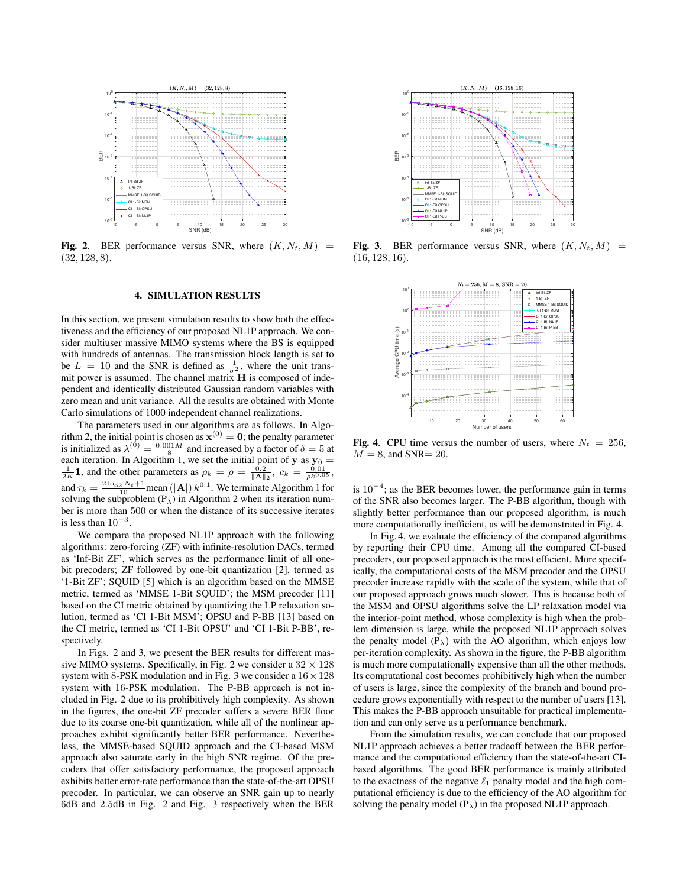**Fig. 2**. BER performance versus SNR, where $(K, N_t, M) = (32, 128, 8)$.

**Fig. 3**. BER performance versus SNR, where $(K, N_t, M) = (16, 128, 16)$.

## 4. SIMULATION RESULTS

In this section, we present simulation results to show both the effectiveness and the efficiency of our proposed NL1P approach. We consider multiuser massive MIMO systems where the BS is equipped with hundreds of antennas. The transmission block length is set to be $L = 10$ and the SNR is defined as $\frac{1}{\sigma^2}$, where the unit transmit power is assumed. The channel matrix $\mathbf{H}$ is composed of independent and identically distributed Gaussian random variables with zero mean and unit variance. All the results are obtained with Monte Carlo simulations of 1000 independent channel realizations.

The parameters used in our algorithms are as follows. In Algorithm 2, the initial point is chosen as $\mathbf{x}^{(0)} = \mathbf{0}$; the penalty parameter is initialized as $\lambda^{(0)} = \frac{0.001M}{8}$ and increased by a factor of $\delta = 5$ at each iteration. In Algorithm 1, we set the initial point of $\mathbf{y}$ as $\mathbf{y}_0 = \frac{1}{2K}\mathbf{1}$, and the other parameters as $\rho_k = \rho = \frac{0.2}{\|\mathbf{A}\|_2}$, $c_k = \frac{0.01}{\rho k^{0.05}}$, and $\tau_k = \frac{2\log_2 N_t + 1}{10}\text{mean}\left(|\mathbf{A}|\right)k^{0.1}$. We terminate Algorithm 1 for solving the subproblem ($\text{P}_\lambda$) in Algorithm 2 when its iteration number is more than 500 or when the distance of its successive iterates is less than $10^{-3}$.

We compare the proposed NL1P approach with the following algorithms: zero-forcing (ZF) with infinite-resolution DACs, termed as 'Inf-Bit ZF', which serves as the performance limit of all one-bit precoders; ZF followed by one-bit quantization [2], termed as '1-Bit ZF'; SQUID [5] which is an algorithm based on the MMSE metric, termed as 'MMSE 1-Bit SQUID'; the MSM precoder [11] based on the CI metric obtained by quantizing the LP relaxation solution, termed as 'CI 1-Bit MSM'; OPSU and P-BB [13] based on the CI metric, termed as 'CI 1-Bit OPSU' and 'CI 1-Bit P-BB', respectively.

In Figs. 2 and 3, we present the BER results for different massive MIMO systems. Specifically, in Fig. 2 we consider a $32 \times 128$ system with 8-PSK modulation and in Fig. 3 we consider a $16 \times 128$ system with 16-PSK modulation. The P-BB approach is not included in Fig. 2 due to its prohibitively high complexity. As shown in the figures, the one-bit ZF precoder suffers a severe BER floor due to its coarse one-bit quantization, while all of the nonlinear approaches exhibit significantly better BER performance. Nevertheless, the MMSE-based SQUID approach and the CI-based MSM approach also saturate early in the high SNR regime. Of the precoders that offer satisfactory performance, the proposed approach exhibits better error-rate performance than the state-of-the-art OPSU precoder. In particular, we can observe an SNR gain up to nearly 6dB and 2.5dB in Fig. 2 and Fig. 3 respectively when the BER is $10^{-4}$; as the BER becomes lower, the performance gain in terms of the SNR also becomes larger. The P-BB algorithm, though with slightly better performance than our proposed algorithm, is much more computationally inefficient, as will be demonstrated in Fig. 4.

**Fig. 4**. CPU time versus the number of users, where $N_t = 256$, $M = 8$, and SNR= 20.

In Fig. 4, we evaluate the efficiency of the compared algorithms by reporting their CPU time. Among all the compared CI-based precoders, our proposed approach is the most efficient. More specifically, the computational costs of the MSM precoder and the OPSU precoder increase rapidly with the scale of the system, while that of our proposed approach grows much slower. This is because both of the MSM and OPSU algorithms solve the LP relaxation model via the interior-point method, whose complexity is high when the problem dimension is large, while the proposed NL1P approach solves the penalty model ($\text{P}_\lambda$) with the AO algorithm, which enjoys low per-iteration complexity. As shown in the figure, the P-BB algorithm is much more computationally expensive than all the other methods. Its computational cost becomes prohibitively high when the number of users is large, since the complexity of the branch and bound procedure grows exponentially with respect to the number of users [13]. This makes the P-BB approach unsuitable for practical implementation and can only serve as a performance benchmark.

From the simulation results, we can conclude that our proposed NL1P approach achieves a better tradeoff between the BER performance and the computational efficiency than the state-of-the-art CI-based algorithms. The good BER performance is mainly attributed to the exactness of the negative $\ell_1$ penalty model and the high computational efficiency is due to the efficiency of the AO algorithm for solving the penalty model ($\text{P}_\lambda$) in the proposed NL1P approach.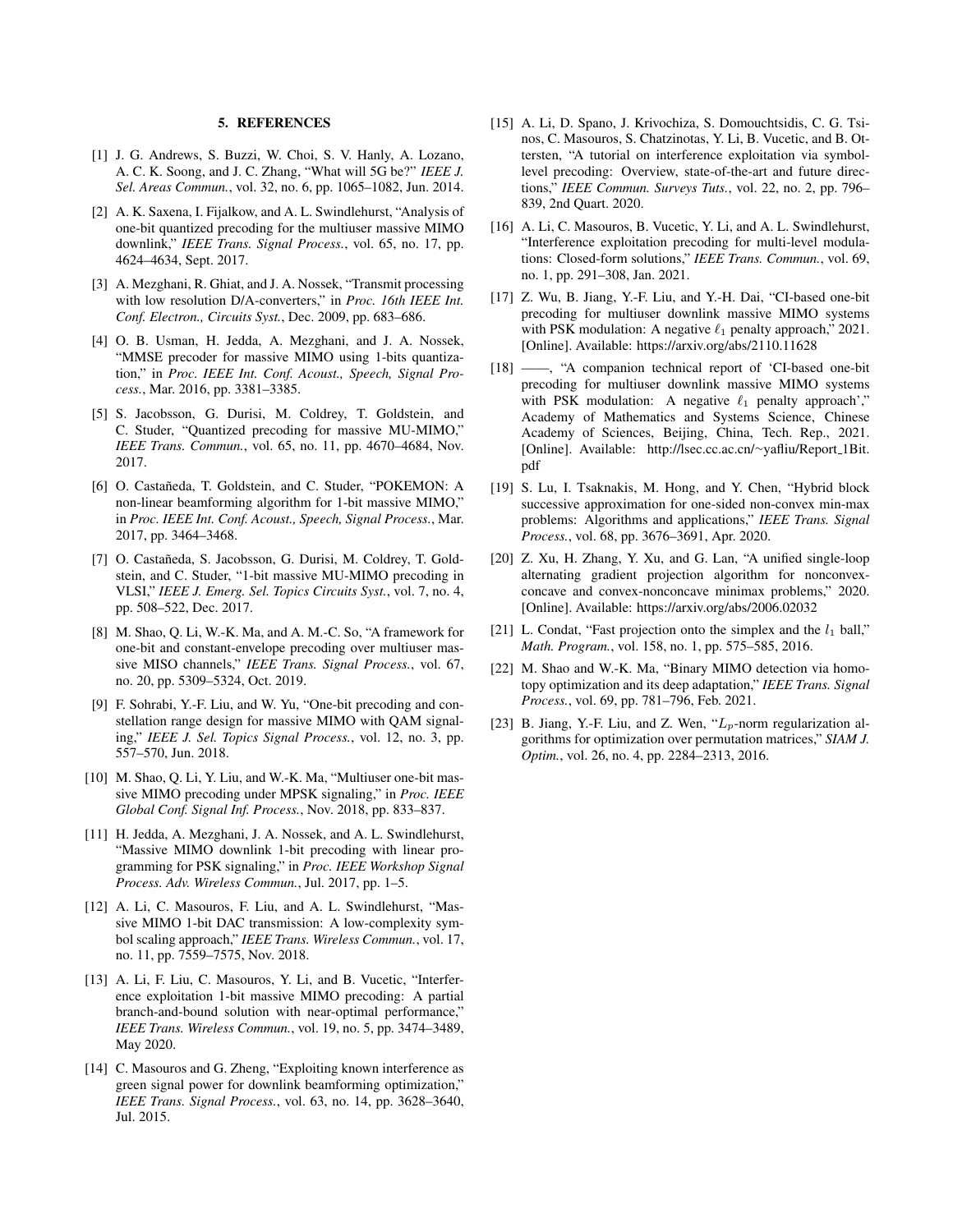## 5. REFERENCES

[1] J. G. Andrews, S. Buzzi, W. Choi, S. V. Hanly, A. Lozano, A. C. K. Soong, and J. C. Zhang, "What will 5G be?" *IEEE J. Sel. Areas Commun.*, vol. 32, no. 6, pp. 1065–1082, Jun. 2014.

[2] A. K. Saxena, I. Fijalkow, and A. L. Swindlehurst, "Analysis of one-bit quantized precoding for the multiuser massive MIMO downlink," *IEEE Trans. Signal Process.*, vol. 65, no. 17, pp. 4624–4634, Sept. 2017.

[3] A. Mezghani, R. Ghiat, and J. A. Nossek, "Transmit processing with low resolution D/A-converters," in *Proc. 16th IEEE Int. Conf. Electron., Circuits Syst.*, Dec. 2009, pp. 683–686.

[4] O. B. Usman, H. Jedda, A. Mezghani, and J. A. Nossek, "MMSE precoder for massive MIMO using 1-bits quantization," in *Proc. IEEE Int. Conf. Acoust., Speech, Signal Process.*, Mar. 2016, pp. 3381–3385.

[5] S. Jacobsson, G. Durisi, M. Coldrey, T. Goldstein, and C. Studer, "Quantized precoding for massive MU-MIMO," *IEEE Trans. Commun.*, vol. 65, no. 11, pp. 4670–4684, Nov. 2017.

[6] O. Castañeda, T. Goldstein, and C. Studer, "POKEMON: A non-linear beamforming algorithm for 1-bit massive MIMO," in *Proc. IEEE Int. Conf. Acoust., Speech, Signal Process.*, Mar. 2017, pp. 3464–3468.

[7] O. Castañeda, S. Jacobsson, G. Durisi, M. Coldrey, T. Goldstein, and C. Studer, "1-bit massive MU-MIMO precoding in VLSI," *IEEE J. Emerg. Sel. Topics Circuits Syst.*, vol. 7, no. 4, pp. 508–522, Dec. 2017.

[8] M. Shao, Q. Li, W.-K. Ma, and A. M.-C. So, "A framework for one-bit and constant-envelope precoding over multiuser massive MISO channels," *IEEE Trans. Signal Process.*, vol. 67, no. 20, pp. 5309–5324, Oct. 2019.

[9] F. Sohrabi, Y.-F. Liu, and W. Yu, "One-bit precoding and constellation range design for massive MIMO with QAM signaling," *IEEE J. Sel. Topics Signal Process.*, vol. 12, no. 3, pp. 557–570, Jun. 2018.

[10] M. Shao, Q. Li, Y. Liu, and W.-K. Ma, "Multiuser one-bit massive MIMO precoding under MPSK signaling," in *Proc. IEEE Global Conf. Signal Inf. Process.*, Nov. 2018, pp. 833–837.

[11] H. Jedda, A. Mezghani, J. A. Nossek, and A. L. Swindlehurst, "Massive MIMO downlink 1-bit precoding with linear programming for PSK signaling," in *Proc. IEEE Workshop Signal Process. Adv. Wireless Commun.*, Jul. 2017, pp. 1–5.

[12] A. Li, C. Masouros, F. Liu, and A. L. Swindlehurst, "Massive MIMO 1-bit DAC transmission: A low-complexity symbol scaling approach," *IEEE Trans. Wireless Commun.*, vol. 17, no. 11, pp. 7559–7575, Nov. 2018.

[13] A. Li, F. Liu, C. Masouros, Y. Li, and B. Vucetic, "Interference exploitation 1-bit massive MIMO precoding: A partial branch-and-bound solution with near-optimal performance," *IEEE Trans. Wireless Commun.*, vol. 19, no. 5, pp. 3474–3489, May 2020.

[14] C. Masouros and G. Zheng, "Exploiting known interference as green signal power for downlink beamforming optimization," *IEEE Trans. Signal Process.*, vol. 63, no. 14, pp. 3628–3640, Jul. 2015.

[15] A. Li, D. Spano, J. Krivochiza, S. Domouchtsidis, C. G. Tsinos, C. Masouros, S. Chatzinotas, Y. Li, B. Vucetic, and B. Ottersten, "A tutorial on interference exploitation via symbol-level precoding: Overview, state-of-the-art and future directions," *IEEE Commun. Surveys Tuts.*, vol. 22, no. 2, pp. 796–839, 2nd Quart. 2020.

[16] A. Li, C. Masouros, B. Vucetic, Y. Li, and A. L. Swindlehurst, "Interference exploitation precoding for multi-level modulations: Closed-form solutions," *IEEE Trans. Commun.*, vol. 69, no. 1, pp. 291–308, Jan. 2021.

[17] Z. Wu, B. Jiang, Y.-F. Liu, and Y.-H. Dai, "CI-based one-bit precoding for multiuser downlink massive MIMO systems with PSK modulation: A negative $\ell_1$ penalty approach," 2021. [Online]. Available: https://arxiv.org/abs/2110.11628

[18] ——, "A companion technical report of 'CI-based one-bit precoding for multiuser downlink massive MIMO systems with PSK modulation: A negative $\ell_1$ penalty approach'," Academy of Mathematics and Systems Science, Chinese Academy of Sciences, Beijing, China, Tech. Rep., 2021. [Online]. Available: http://lsec.cc.ac.cn/~yafliu/Report_1Bit.pdf

[19] S. Lu, I. Tsaknakis, M. Hong, and Y. Chen, "Hybrid block successive approximation for one-sided non-convex min-max problems: Algorithms and applications," *IEEE Trans. Signal Process.*, vol. 68, pp. 3676–3691, Apr. 2020.

[20] Z. Xu, H. Zhang, Y. Xu, and G. Lan, "A unified single-loop alternating gradient projection algorithm for nonconvex-concave and convex-nonconcave minimax problems," 2020. [Online]. Available: https://arxiv.org/abs/2006.02032

[21] L. Condat, "Fast projection onto the simplex and the $l_1$ ball," *Math. Program.*, vol. 158, no. 1, pp. 575–585, 2016.

[22] M. Shao and W.-K. Ma, "Binary MIMO detection via homotopy optimization and its deep adaptation," *IEEE Trans. Signal Process.*, vol. 69, pp. 781–796, Feb. 2021.

[23] B. Jiang, Y.-F. Liu, and Z. Wen, "$L_p$-norm regularization algorithms for optimization over permutation matrices," *SIAM J. Optim.*, vol. 26, no. 4, pp. 2284–2313, 2016.